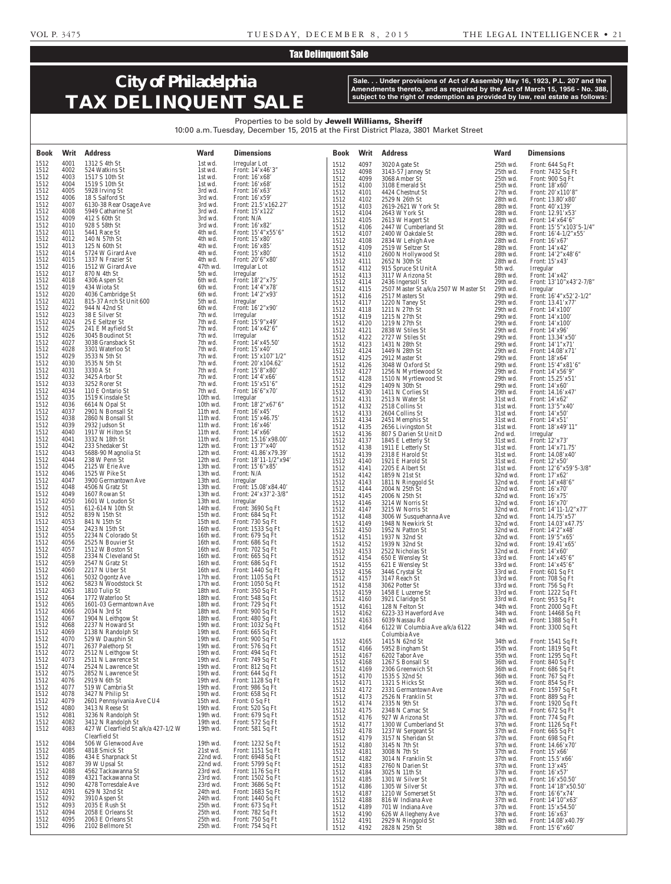## Tax Delinquent Sale

# City of Philadelphia TAX DELINQUENT SALE

**Sale. . . Under provisions of Act of Assembly May 16, 1923, P.L. 207 and the Amendments thereto, and as required by the Act of March 15, 1956 - No. 388, subject to the right of redemption as provided by law, real estate as follows:**

Properties to be sold by **Jewell Williams, Sheriff**
10:00 a.m. Tuesday, December 15, 2015 at the First District Plaza, 3801 Market Street

| Book | Writ | Address | Ward | Dimensions |
|---|---|---|---|---|
| 1512 | 4001 | 1312 S 4th St | 1st wd. | Irregular Lot |
| 1512 | 4002 | 524 Watkins St | 1st wd. | Front: 14'x46'3" |
| 1512 | 4003 | 1517 S 10th St | 1st wd. | Front: 16'x68' |
| 1512 | 4004 | 1519 S 10th St | 1st wd. | Front: 16'x68' |
| 1512 | 4005 | 5928 Irving St | 3rd wd. | Front: 16'x63' |
| 1512 | 4006 | 18 S Salford St | 3rd wd. | Front: 16'x59' |
| 1512 | 4007 | 6130-38 Rear Osage Ave | 3rd wd. | Front: 21.5'x162.27' |
| 1512 | 4008 | 5949 Catharine St | 3rd wd. | Front: 15'x122' |
| 1512 | 4009 | 412 S 60th St | 3rd wd. | Front: N/A |
| 1512 | 4010 | 928 S 58th St | 3rd wd. | Front: 16'x82' |
| 1512 | 4011 | 5441 Race St | 4th wd. | Front: 15'4"x55'6" |
| 1512 | 4012 | 140 N 57th St | 4th wd. | Front: 15'x80' |
| 1512 | 4013 | 125 N 60th St | 4th wd. | Front: 16'x85' |
| 1512 | 4014 | 5724 W Girard Ave | 4th wd. | Front: 15'x80' |
| 1512 | 4015 | 1337 N Frazier St | 4th wd. | Front: 20'6"x80' |
| 1512 | 4016 | 1512 W Girard Ave | 47th wd. | Irregular Lot |
| 1512 | 4017 | 870 N 4th St | 5th wd. | Irregular |
| 1512 | 4018 | 4306 Aspen St | 6th wd. | Front: 18'2"x75' |
| 1512 | 4019 | 434 Wiota St | 6th wd. | Front: 14'4"x78' |
| 1512 | 4020 | 4036 Cambridge St | 6th wd. | Front: 14'2"x93' |
| 1512 | 4021 | 815-37 Arch St Unit 600 | 5th wd. | Irregular |
| 1512 | 4022 | 944 N 42nd St | 6th wd. | Front: 16'2"x90' |
| 1512 | 4023 | 38 E Silver St | 7th wd. | Irregular |
| 1512 | 4024 | 25 E Seltzer St | 7th wd. | Front: 15'9"x49' |
| 1512 | 4025 | 241 E Mayfield St | 7th wd. | Front: 14'x42'6" |
| 1512 | 4026 | 3045 Boudinot St | 7th wd. | Irregular |
| 1512 | 4027 | 3038 Gransback St | 7th wd. | Front: 14'x45.50' |
| 1512 | 4028 | 3301 Waterloo St | 7th wd. | Front: 15'x40' |
| 1512 | 4029 | 3533 N 5th St | 7th wd. | Front: 15'x107'1/2" |
| 1512 | 4030 | 3535 N 5th St | 7th wd. | Front: 20'x104.62' |
| 1512 | 4031 | 3330 A St | 7th wd. | Front: 15'8"x80' |
| 1512 | 4032 | 3425 Arbor St | 7th wd. | Front: 14'4'x66' |
| 1512 | 4033 | 3252 Rorer St | 7th wd. | Front: 15'x51'6" |
| 1512 | 4034 | 110 E Ontario St | 7th wd. | Front: 16'6"x70' |
| 1512 | 4035 | 1519 Kinsdale St | 10th wd. | Irregular |
| 1512 | 4036 | 6614 N Opal St | 10th wd. | Front: 18'2"x67'6" |
| 1512 | 4037 | 2901 N Bonsall St | 11th wd. | Front: 16'x45' |
| 1512 | 4038 | 2860 N Bonsall St | 11th wd. | Front: 15'x46.75' |
| 1512 | 4039 | 2932 Judson St | 11th wd. | Front: 16'x46' |
| 1512 | 4040 | 1917 W Hilton St | 11th wd. | Front: 14'x66' |
| 1512 | 4041 | 3332 N 18th St | 11th wd. | Front: 15.16'x98.00' |
| 1512 | 4042 | 233 Shedaker St | 12th wd. | Front: 13'7"x40' |
| 1512 | 4043 | 5688-90 Magnolia St | 12th wd. | Front: 41.86'x79.39' |
| 1512 | 4044 | 238 W Penn St | 12th wd. | Front: 18'11-1/2"x94' |
| 1512 | 4045 | 2125 W Erie Ave | 13th wd. | Front: 15'6"x85' |
| 1512 | 4046 | 1525 W Pike St | 13th wd. | Front: N/A |
| 1512 | 4047 | 3900 Germantown Ave | 13th wd. | Irregular |
| 1512 | 4048 | 4506 N Gratz St | 13th wd. | Front: 15.08'x84.40' |
| 1512 | 4049 | 1607 Rowan St | 13th wd. | Front: 24'x37'2-3/8" |
| 1512 | 4050 | 1601 W Loudon St | 13th wd. | Irregular |
| 1512 | 4051 | 612-614 N 10th St | 14th wd. | Front: 3690 Sq Ft |
| 1512 | 4052 | 839 N 15th St | 15th wd. | Front: 684 Sq Ft |
| 1512 | 4053 | 841 N 15th St | 15th wd. | Front: 730 Sq Ft |
| 1512 | 4054 | 2423 N 15th St | 16th wd. | Front: 1533 Sq Ft |
| 1512 | 4055 | 2234 N Colorado St | 16th wd. | Front: 679 Sq Ft |
| 1512 | 4056 | 2525 N Bouvier St | 16th wd. | Front: 686 Sq Ft |
| 1512 | 4057 | 1512 W Boston St | 16th wd. | Front: 702 Sq Ft |
| 1512 | 4058 | 2334 N Cleveland St | 16th wd. | Front: 665 Sq Ft |
| 1512 | 4059 | 2547 N Gratz St | 16th wd. | Front: 686 Sq Ft |
| 1512 | 4060 | 2217 N Uber St | 16th wd. | Front: 1440 Sq Ft |
| 1512 | 4061 | 5032 Ogontz Ave | 17th wd. | Front: 1105 Sq Ft |
| 1512 | 4062 | 5823 N Woodstock St | 17th wd. | Front: 1050 Sq Ft |
| 1512 | 4063 | 1810 Tulip St | 18th wd. | Front: 350 Sq Ft |
| 1512 | 4064 | 1772 Waterloo St | 18th wd. | Front: 548 Sq Ft |
| 1512 | 4065 | 1601-03 Germantown Ave | 18th wd. | Front: 729 Sq Ft |
| 1512 | 4066 | 2034 N 3rd St | 18th wd. | Front: 900 Sq Ft |
| 1512 | 4067 | 1904 N Leithgow St | 18th wd. | Front: 480 Sq Ft |
| 1512 | 4068 | 2237 N Howard St | 19th wd. | Front: 1032 Sq Ft |
| 1512 | 4069 | 2138 N Randolph St | 19th wd. | Front: 665 Sq Ft |
| 1512 | 4070 | 529 W Dauphin St | 19th wd. | Front: 900 Sq Ft |
| 1512 | 4071 | 2637 Palethorp St | 19th wd. | Front: 576 Sq Ft |
| 1512 | 4072 | 2512 N Leithgow St | 19th wd. | Front: 494 Sq Ft |
| 1512 | 4073 | 2511 N Lawrence St | 19th wd. | Front: 749 Sq Ft |
| 1512 | 4074 | 2524 N Lawrence St | 19th wd. | Front: 812 Sq Ft |
| 1512 | 4075 | 2852 N Lawrence St | 19th wd. | Front: 644 Sq Ft |
| 1512 | 4076 | 2919 N 6th St | 19th wd. | Front: 1128 Sq Ft |
| 1512 | 4077 | 519 W Cambria St | 19th wd. | Front: 986 Sq Ft |
| 1512 | 4078 | 3427 N Philip St | 19th wd. | Front: 658 Sq Ft |
| 1512 | 4079 | 2601 Pennsylvania Ave CU4 | 15th wd. | Front: 0 Sq Ft |
| 1512 | 4080 | 3413 N Reese St | 19th wd. | Front: 520 Sq Ft |
| 1512 | 4081 | 3236 N Randolph St | 19th wd. | Front: 679 Sq Ft |
| 1512 | 4082 | 3412 N Randolph St | 19th wd. | Front: 572 Sq Ft |
| 1512 | 4083 | 427 W Clearfield St a/k/a 427-1/2 W Clearfield St | 19th wd. | Front: 581 Sq Ft |
| 1512 | 4084 | 506 W Glenwood Ave | 19th wd. | Front: 1232 Sq Ft |
| 1512 | 4085 | 4818 Smick St | 21st wd. | Front: 1151 Sq Ft |
| 1512 | 4086 | 434 E Sharpnack St | 22nd wd. | Front: 6948 Sq Ft |
| 1512 | 4087 | 39 W Upsal St | 22nd wd. | Front: 5799 Sq Ft |
| 1512 | 4088 | 4562 Tackawanna St | 23rd wd. | Front: 1176 Sq Ft |
| 1512 | 4089 | 4321 Tackawanna St | 23rd wd. | Front: 1502 Sq Ft |
| 1512 | 4090 | 4278 Torresdale Ave | 23rd wd. | Front: 3686 Sq Ft |
| 1512 | 4091 | 629 N 32nd St | 24th wd. | Front: 1683 Sq Ft |
| 1512 | 4092 | 3910 Aspen St | 24th wd. | Front: 1440 Sq Ft |
| 1512 | 4093 | 2035 E Rush St | 25th wd. | Front: 673 Sq Ft |
| 1512 | 4094 | 2058 E Orleans St | 25th wd. | Front: 782 Sq Ft |
| 1512 | 4095 | 2063 E Orleans St | 25th wd. | Front: 750 Sq Ft |
| 1512 | 4096 | 2102 Bellmore St | 25th wd. | Front: 754 Sq Ft |
| 1512 | 4097 | 3020 Agate St | 25th wd. | Front: 644 Sq Ft |
| 1512 | 4098 | 3143-57 Janney St | 25th wd. | Front: 7432 Sq Ft |
| 1512 | 4099 | 3068 Amber St | 25th wd. | Front: 900 Sq Ft |
| 1512 | 4100 | 3108 Emerald St | 25th wd. | Front: 18'x60' |
| 1512 | 4101 | 4424 Chestnut St | 27th wd. | Front: 20'x110'8" |
| 1512 | 4102 | 2529 N 26th St | 28th wd. | Front: 13.80'x80' |
| 1512 | 4103 | 2619-2621 W York St | 28th wd. | Front: 40'x139' |
| 1512 | 4104 | 2643 W York St | 28th wd. | Front: 12.91'x53' |
| 1512 | 4105 | 2613 W Hagert St | 28th wd. | Front: 14'x64'6" |
| 1512 | 4106 | 2447 W Cumberland St | 28th wd. | Front: 15'5"x103'5-1/4" |
| 1512 | 4107 | 2400 W Oakdale St | 28th wd. | Front: 16'4-1/2"x55' |
| 1512 | 4108 | 2834 W Lehigh Ave | 28th wd. | Front: 16'x67' |
| 1512 | 4109 | 2519 W Seltzer St | 28th wd. | Front: 14'x42' |
| 1512 | 4110 | 2600 N Hollywood St | 28th wd. | Front: 14'2"x48'6" |
| 1512 | 4111 | 2652 N 30th St | 28th wd. | Front: 15'x43' |
| 1512 | 4112 | 915 Spruce St Unit A | 5th wd. | Irregular |
| 1512 | 4113 | 3117 W Arizona St | 28th wd. | Front: 14'x42' |
| 1512 | 4114 | 2436 Ingersoll St | 29th wd. | Front: 13'10"x43'2-7/8" |
| 1512 | 4115 | 2507 Master St a/k/a 2507 W Master St | 29th wd. | Irregular |
| 1512 | 4116 | 2517 Masters St | 29th wd. | Front: 16'4"x52'2-1/2" |
| 1512 | 4117 | 1220 N Taney St | 29th wd. | Front: 13.41'x77' |
| 1512 | 4118 | 1211 N 27th St | 29th wd. | Front: 14'x100' |
| 1512 | 4119 | 1215 N 27th St | 29th wd. | Front: 14'x100' |
| 1512 | 4120 | 1219 N 27th St | 29th wd. | Front: 14'x100' |
| 1512 | 4121 | 2838 W Stiles St | 29th wd. | Front: 14'x96' |
| 1512 | 4122 | 2727 W Stiles St | 29th wd. | Front: 13.34'x50' |
| 1512 | 4123 | 1431 N 28th St | 29th wd. | Front: 14'1"x71' |
| 1512 | 4124 | 1449 N 28th St | 29th wd. | Front: 14.08'x71' |
| 1512 | 4125 | 2912 Master St | 29th wd. | Front: 18'x64' |
| 1512 | 4126 | 3048 W Oxford St | 29th wd. | Front: 15'4"x81'6" |
| 1512 | 4127 | 1256 N Myrtlewood St | 29th wd. | Front: 14'x56'9" |
| 1512 | 4128 | 1510 N Myrtlewood St | 29th wd. | Front: 15.25'x51' |
| 1512 | 4129 | 1409 N 30th St | 29th wd. | Front: 14'x60' |
| 1512 | 4130 | 1411 N Corlies St | 29th wd. | Front: 14.16'x47' |
| 1512 | 4131 | 2513 N Water St | 31st wd. | Front: 14'x62' |
| 1512 | 4132 | 2518 Collins St | 31st wd. | Front: 13'5"x40' |
| 1512 | 4133 | 2604 Collins St | 31st wd. | Front: 14'x50' |
| 1512 | 4134 | 2451 Memphis St | 31st wd. | Front: 14'x51' |
| 1512 | 4135 | 2656 Livingston St | 31st wd. | Front: 18'x49'11" |
| 1512 | 4136 | 807 S Darien St Unit D | 2nd wd. | Irregular |
| 1512 | 4137 | 1845 E Letterly St | 31st wd. | Front: 12'x73' |
| 1512 | 4138 | 1911 E Letterly St | 31st wd. | Front: 14'x71.75' |
| 1512 | 4139 | 2318 E Harold St | 31st wd. | Front: 14.08'x40' |
| 1512 | 4140 | 1921 E Harold St | 31st wd. | Front: 12'x50' |
| 1512 | 4141 | 2205 E Albert St | 31st wd. | Front: 12'6"x59'5-3/8" |
| 1512 | 4142 | 1859 N 21st St | 32nd wd. | Front: 17'x62' |
| 1512 | 4143 | 1811 N Ringgold St | 32nd wd. | Front: 14'x48'6" |
| 1512 | 4144 | 2004 N 25th St | 32nd wd. | Front: 16'x70' |
| 1512 | 4145 | 2006 N 25th St | 32nd wd. | Front: 16'x75' |
| 1512 | 4146 | 3214 W Norris St | 32nd wd. | Front: 16'x70' |
| 1512 | 4147 | 3215 W Norris St | 32nd wd. | Front: 14'11-1/2"x77' |
| 1512 | 4148 | 3006 W Susquehanna Ave | 32nd wd. | Front: 14.75'x57' |
| 1512 | 4149 | 1948 N Newkirk St | 32nd wd. | Front: 14.03'x47.75' |
| 1512 | 4150 | 1952 N Patton St | 32nd wd. | Front: 14'2"x48' |
| 1512 | 4151 | 1937 N 32nd St | 32nd wd. | Front: 19'5"x65' |
| 1512 | 4152 | 1939 N 32nd St | 32nd wd. | Front: 19.41'x65' |
| 1512 | 4153 | 2522 Nicholas St | 32nd wd. | Front: 14'x60' |
| 1512 | 4154 | 650 E Wensley St | 33rd wd. | Front: 14'x45'6" |
| 1512 | 4155 | 621 E Wensley St | 33rd wd. | Front: 14'x45'6" |
| 1512 | 4156 | 3446 Crystal St | 33rd wd. | Front: 601 Sq Ft |
| 1512 | 4157 | 3147 Reach St | 33rd wd. | Front: 708 Sq Ft |
| 1512 | 4158 | 3062 Potter St | 33rd wd. | Front: 756 Sq Ft |
| 1512 | 4159 | 1458 E Luzerne St | 33rd wd. | Front: 1222 Sq Ft |
| 1512 | 4160 | 3921 Claridge St | 33rd wd. | Front: 953 Sq Ft |
| 1512 | 4161 | 128 N Felton St | 34th wd. | Front: 2000 Sq Ft |
| 1512 | 4162 | 6223-33 Haverford Ave | 34th wd. | Front: 14468 Sq Ft |
| 1512 | 4163 | 6039 Nassau Rd | 34th wd. | Front: 1388 Sq Ft |
| 1512 | 4164 | 6122 W Columbia Ave a/k/a 6122 Columbia Ave | 34th wd. | Front: 3300 Sq Ft |
| 1512 | 4165 | 1415 N 62nd St | 34th wd. | Front: 1541 Sq Ft |
| 1512 | 4166 | 5952 Bingham St | 35th wd. | Front: 1819 Sq Ft |
| 1512 | 4167 | 6202 Tabor Ave | 35th wd. | Front: 1295 Sq Ft |
| 1512 | 4168 | 1267 S Bonsall St | 36th wd. | Front: 840 Sq Ft |
| 1512 | 4169 | 2306 Greenwich St | 36th wd. | Front: 686 Sq Ft |
| 1512 | 4170 | 1535 S 32nd St | 36th wd. | Front: 767 Sq Ft |
| 1512 | 4171 | 1321 S Hicks St | 36th wd. | Front: 854 Sq Ft |
| 1512 | 4172 | 2331 Germantown Ave | 37th wd. | Front: 1597 Sq Ft |
| 1512 | 4173 | 2526 N Franklin St | 37th wd. | Front: 889 Sq Ft |
| 1512 | 4174 | 2335 N 9th St | 37th wd. | Front: 1920 Sq Ft |
| 1512 | 4175 | 2348 N Camac St | 37th wd. | Front: 672 Sq Ft |
| 1512 | 4176 | 927 W Arizona St | 37th wd. | Front: 774 Sq Ft |
| 1512 | 4177 | 1300 W Cumberland St | 37th wd. | Front: 1126 Sq Ft |
| 1512 | 4178 | 1237 W Sergeant St | 37th wd. | Front: 665 Sq Ft |
| 1512 | 4179 | 3157 N Sheridan St | 37th wd. | Front: 698 Sq Ft |
| 1512 | 4180 | 3145 N 7th St | 37th wd. | Front: 14.66'x70' |
| 1512 | 4181 | 3008 N 7th St | 37th wd. | Front: 15'x66' |
| 1512 | 4182 | 3014 N Franklin St | 37th wd. | Front: 15.5'x66' |
| 1512 | 4183 | 2760 N Darien St | 37th wd. | Front: 13'x45' |
| 1512 | 4184 | 3025 N 11th St | 37th wd. | Front: 16'x57' |
| 1512 | 4185 | 1301 W Silver St | 37th wd. | Front: 16'x50.50' |
| 1512 | 4186 | 1305 W Silver St | 37th wd. | Front: 14'18"x50.50' |
| 1512 | 4187 | 1210 W Somerset St | 37th wd. | Front: 16'6"x74' |
| 1512 | 4188 | 816 W Indiana Ave | 37th wd. | Front: 14'10"x63' |
| 1512 | 4189 | 701 W Indiana Ave | 37th wd. | Front: 15'x54.50' |
| 1512 | 4190 | 626 W Allegheny Ave | 37th wd. | Front: 16'x63' |
| 1512 | 4191 | 2929 N Ringgold St | 38th wd. | Front: 14.08'x40.79' |
| 1512 | 4192 | 2828 N 25th St | 38th wd. | Front: 15'6"x60' |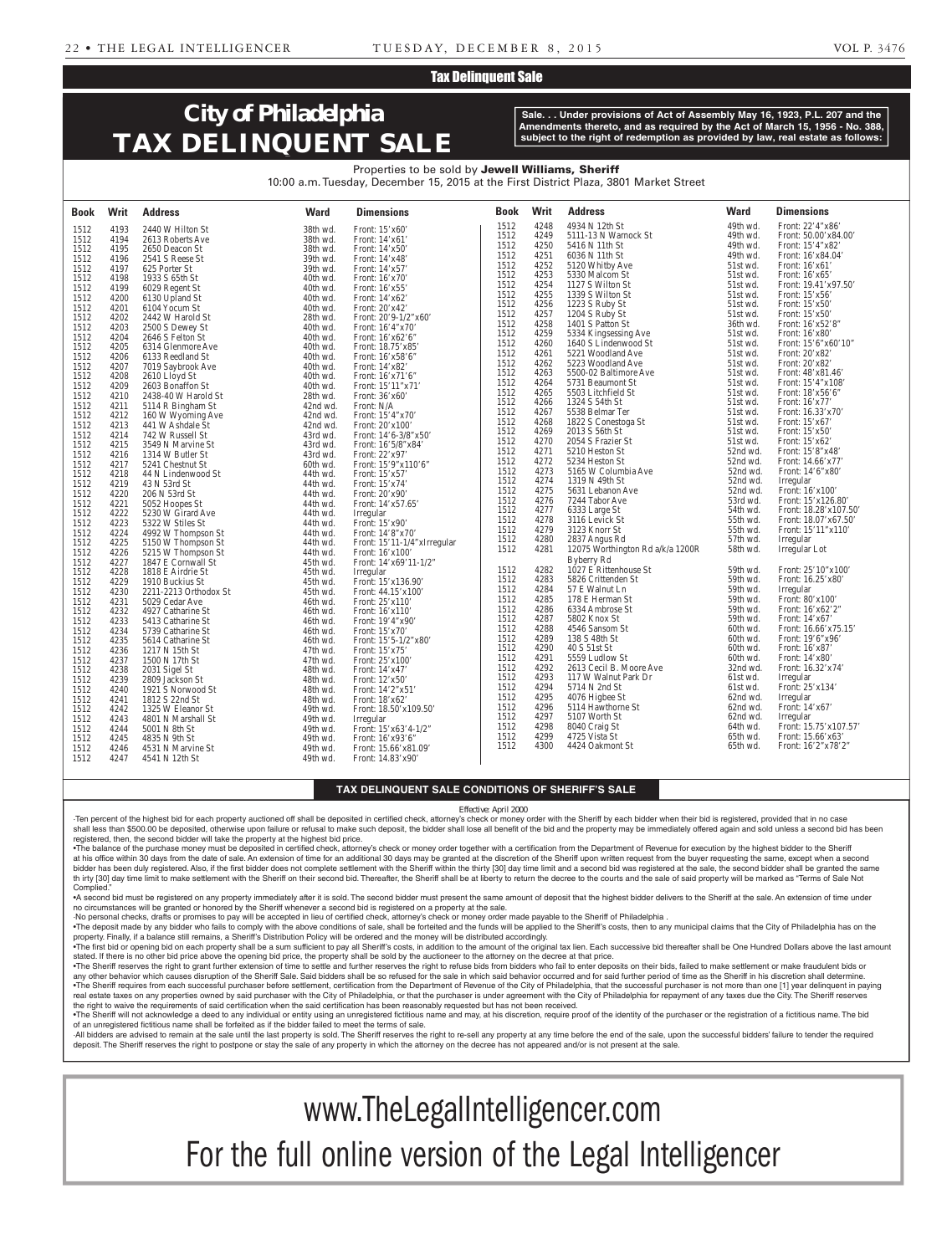## Tax Delinquent Sale

# City of Philadelphia TAX DELINQUENT SALE

**Sale. . . Under provisions of Act of Assembly May 16, 1923, P.L. 207 and the Amendments thereto, and as required by the Act of March 15, 1956 - No. 388, subject to the right of redemption as provided by law, real estate as follows:**

Properties to be sold by **Jewell Williams, Sheriff**
10:00 a.m. Tuesday, December 15, 2015 at the First District Plaza, 3801 Market Street

| Book | Writ | Address | Ward | Dimensions |
|---|---|---|---|---|
| 1512 | 4193 | 2440 W Hilton St | 38th wd. | Front: 15'x60' |
| 1512 | 4194 | 2613 Roberts Ave | 38th wd. | Front: 14'x61' |
| 1512 | 4195 | 2650 Deacon St | 38th wd. | Front: 14'x50' |
| 1512 | 4196 | 2541 S Reese St | 39th wd. | Front: 14'x48' |
| 1512 | 4197 | 625 Porter St | 39th wd. | Front: 14'x57' |
| 1512 | 4198 | 1933 S 65th St | 40th wd. | Front: 16'x70' |
| 1512 | 4199 | 6029 Regent St | 40th wd. | Front: 16'x55' |
| 1512 | 4200 | 6130 Upland St | 40th wd. | Front: 14'x62' |
| 1512 | 4201 | 6104 Yocum St | 40th wd. | Front: 20'x42' |
| 1512 | 4202 | 2442 W Harold St | 28th wd. | Front: 20'9-1/2"x60' |
| 1512 | 4203 | 2500 S Dewey St | 40th wd. | Front: 16'4"x70' |
| 1512 | 4204 | 2646 S Felton St | 40th wd. | Front: 16'x62'6" |
| 1512 | 4205 | 6314 Glenmore Ave | 40th wd. | Front: 18.75'x85' |
| 1512 | 4206 | 6133 Reedland St | 40th wd. | Front: 16'x58'6" |
| 1512 | 4207 | 7019 Saybrook Ave | 40th wd. | Front: 14'x82' |
| 1512 | 4208 | 2610 Lloyd St | 40th wd. | Front: 16'x71'6" |
| 1512 | 4209 | 2603 Bonaffon St | 40th wd. | Front: 15'11"x71' |
| 1512 | 4210 | 2438-40 W Harold St | 28th wd. | Front: 36'x60' |
| 1512 | 4211 | 5114 R Bingham St | 42nd wd. | Front: N/A |
| 1512 | 4212 | 160 W Wyoming Ave | 42nd wd. | Front: 15'4"x70' |
| 1512 | 4213 | 441 W Ashdale St | 42nd wd. | Front: 20'x100' |
| 1512 | 4214 | 742 W Russell St | 43rd wd. | Front: 14'6-3/8"x50' |
| 1512 | 4215 | 3549 N Marvine St | 43rd wd. | Front: 16'5/8"x84' |
| 1512 | 4216 | 1314 W Butler St | 43rd wd. | Front: 22'x97' |
| 1512 | 4217 | 5241 Chestnut St | 60th wd. | Front: 15'9"x110'6" |
| 1512 | 4218 | 44 N Lindenwood St | 44th wd. | Front: 15'x57' |
| 1512 | 4219 | 43 N 53rd St | 44th wd. | Front: 15'x74' |
| 1512 | 4220 | 206 N 53rd St | 44th wd. | Front: 20'x90' |
| 1512 | 4221 | 5052 Hoopes St | 44th wd. | Front: 14'x57.65' |
| 1512 | 4222 | 5230 W Girard Ave | 44th wd. | Irregular |
| 1512 | 4223 | 5322 W Stiles St | 44th wd. | Front: 15'x90' |
| 1512 | 4224 | 4992 W Thompson St | 44th wd. | Front: 14'8"x70' |
| 1512 | 4225 | 5150 W Thompson St | 44th wd. | Front: 15'11-1/4"xIrregular |
| 1512 | 4226 | 5215 W Thompson St | 44th wd. | Front: 16'x100' |
| 1512 | 4227 | 1847 E Cornwall St | 45th wd. | Front: 14'x69'11-1/2" |
| 1512 | 4228 | 1818 E Airdrie St | 45th wd. | Irregular |
| 1512 | 4229 | 1910 Buckius St | 45th wd. | Front: 15'x136.90' |
| 1512 | 4230 | 2211-2213 Orthodox St | 45th wd. | Front: 44.15'x100' |
| 1512 | 4231 | 5029 Cedar Ave | 46th wd. | Front: 25'x110' |
| 1512 | 4232 | 4927 Catharine St | 46th wd. | Front: 16'x110' |
| 1512 | 4233 | 5413 Catharine St | 46th wd. | Front: 19'4"x90' |
| 1512 | 4234 | 5739 Catharine St | 46th wd. | Front: 15'x70' |
| 1512 | 4235 | 5614 Catharine St | 46th wd. | Front: 15'5-1/2"x80' |
| 1512 | 4236 | 1217 N 15th St | 47th wd. | Front: 15'x75' |
| 1512 | 4237 | 1500 N 17th St | 47th wd. | Front: 25'x100' |
| 1512 | 4238 | 2031 Sigel St | 48th wd. | Front: 14'x47' |
| 1512 | 4239 | 2809 Jackson St | 48th wd. | Front: 12'x50' |
| 1512 | 4240 | 1921 S Norwood St | 48th wd. | Front: 14'2"x51' |
| 1512 | 4241 | 1812 S 22nd St | 48th wd. | Front: 18'x62' |
| 1512 | 4242 | 1325 W Eleanor St | 49th wd. | Front: 18.50'x109.50' |
| 1512 | 4243 | 4801 N Marshall St | 49th wd. | Irregular |
| 1512 | 4244 | 5001 N 8th St | 49th wd. | Front: 15'x63'4-1/2" |
| 1512 | 4245 | 4835 N 9th St | 49th wd. | Front: 16'x93'6" |
| 1512 | 4246 | 4531 N Marvine St | 49th wd. | Front: 15.66'x81.09' |
| 1512 | 4247 | 4541 N 12th St | 49th wd. | Front: 14.83'x90' |
| 1512 | 4248 | 4934 N 12th St | 49th wd. | Front: 22'4"x86' |
| 1512 | 4249 | 5111-13 N Warnock St | 49th wd. | Front: 50.00'x84.00' |
| 1512 | 4250 | 5416 N 11th St | 49th wd. | Front: 15'4"x82' |
| 1512 | 4251 | 6036 N 11th St | 49th wd. | Front: 16'x84.04' |
| 1512 | 4252 | 5120 Whitby Ave | 51st wd. | Front: 16'x61' |
| 1512 | 4253 | 5330 Malcom St | 51st wd. | Front: 16'x65' |
| 1512 | 4254 | 1127 S Wilton St | 51st wd. | Front: 19.41'x97.50' |
| 1512 | 4255 | 1339 S Wilton St | 51st wd. | Front: 15'x56' |
| 1512 | 4256 | 1223 S Ruby St | 51st wd. | Front: 15'x50' |
| 1512 | 4257 | 1204 S Ruby St | 51st wd. | Front: 15'x50' |
| 1512 | 4258 | 1401 S Patton St | 36th wd. | Front: 16'x52'8" |
| 1512 | 4259 | 5334 Kingsessing Ave | 51st wd. | Front: 16'x80' |
| 1512 | 4260 | 1640 S Lindenwood St | 51st wd. | Front: 15'6"x60'10" |
| 1512 | 4261 | 5221 Woodland Ave | 51st wd. | Front: 20'x82' |
| 1512 | 4262 | 5223 Woodland Ave | 51st wd. | Front: 20'x82' |
| 1512 | 4263 | 5500-02 Baltimore Ave | 51st wd. | Front: 48'x81.46' |
| 1512 | 4264 | 5731 Beaumont St | 51st wd. | Front: 15'4"x108' |
| 1512 | 4265 | 5503 Litchfield St | 51st wd. | Front: 18'x56'6" |
| 1512 | 4266 | 1324 S 54th St | 51st wd. | Front: 16'x77' |
| 1512 | 4267 | 5538 Belmar Ter | 51st wd. | Front: 16.33'x70' |
| 1512 | 4268 | 1822 S Conestoga St | 51st wd. | Front: 15'x67' |
| 1512 | 4269 | 2013 S 56th St | 51st wd. | Front: 15'x50' |
| 1512 | 4270 | 2054 S Frazier St | 51st wd. | Front: 15'x62' |
| 1512 | 4271 | 5210 Heston St | 52nd wd. | Front: 15'8"x48' |
| 1512 | 4272 | 5234 Heston St | 52nd wd. | Front: 14.66'x77' |
| 1512 | 4273 | 5165 W Columbia Ave | 52nd wd. | Front: 14'6"x80' |
| 1512 | 4274 | 1319 N 49th St | 52nd wd. | Irregular |
| 1512 | 4275 | 5631 Lebanon Ave | 52nd wd. | Front: 16'x100' |
| 1512 | 4276 | 7244 Tabor Ave | 53rd wd. | Front: 15'x126.80' |
| 1512 | 4277 | 6333 Large St | 54th wd. | Front: 18.28'x107.50' |
| 1512 | 4278 | 3116 Levick St | 55th wd. | Front: 18.07'x67.50' |
| 1512 | 4279 | 3123 Knorr St | 55th wd. | Front: 15'11"x110' |
| 1512 | 4280 | 2837 Angus Rd | 57th wd. | Irregular |
| 1512 | 4281 | 12075 Worthington Rd a/k/a 1200R Byberry Rd | 58th wd. | Irregular Lot |
| 1512 | 4282 | 1027 E Rittenhouse St | 59th wd. | Front: 25'10"x100' |
| 1512 | 4283 | 5826 Crittenden St | 59th wd. | Front: 16.25'x80' |
| 1512 | 4284 | 57 E Walnut Ln | 59th wd. | Irregular |
| 1512 | 4285 | 178 E Herman St | 59th wd. | Front: 80'x100' |
| 1512 | 4286 | 6334 Ambrose St | 59th wd. | Front: 16'x62'2" |
| 1512 | 4287 | 5802 Knox St | 59th wd. | Front: 14'x67' |
| 1512 | 4288 | 4546 Sansom St | 60th wd. | Front: 16.66'x75.15' |
| 1512 | 4289 | 138 S 48th St | 60th wd. | Front: 19'6"x96' |
| 1512 | 4290 | 40 S 51st St | 60th wd. | Front: 16'x87' |
| 1512 | 4291 | 5559 Ludlow St | 60th wd. | Front: 14'x80' |
| 1512 | 4292 | 2613 Cecil B. Moore Ave | 32nd wd. | Front: 16.32'x74' |
| 1512 | 4293 | 117 W Walnut Park Dr | 61st wd. | Irregular |
| 1512 | 4294 | 5714 N 2nd St | 61st wd. | Front: 25'x134' |
| 1512 | 4295 | 4076 Higbee St | 62nd wd. | Irregular |
| 1512 | 4296 | 5114 Hawthorne St | 62nd wd. | Front: 14'x67' |
| 1512 | 4297 | 5107 Worth St | 62nd wd. | Irregular |
| 1512 | 4298 | 8040 Craig St | 64th wd. | Front: 15.75'x107.57' |
| 1512 | 4299 | 4725 Vista St | 65th wd. | Front: 15.66'x63' |
| 1512 | 4300 | 4424 Oakmont St | 65th wd. | Front: 16'2"x78'2" |

## TAX DELINQUENT SALE CONDITIONS OF SHERIFF'S SALE

Effective: April 2000

·Ten percent of the highest bid for each property auctioned off shall be deposited in certified check, attorney's check or money order with the Sheriff by each bidder when their bid is registered, provided that in no case shall less than $500.00 be deposited, otherwise upon failure or refusal to make such deposit, the bidder shall lose all benefit of the bid and the property may be immediately offered again and sold unless a second bid has been registered, then, the second bidder will take the property at the highest bid price.

•The balance of the purchase money must be deposited in certified check, attorney's check or money order together with a certification from the Department of Revenue for execution by the highest bidder to the Sheriff at his office within 30 days from the date of sale. An extension of time for an additional 30 days may be granted at the discretion of the Sheriff upon written request from the buyer requesting the same, except when a second bidder has been duly registered. Also, if the first bidder does not complete settlement with the Sheriff within the thirty [30] day time limit and a second bid was registered at the sale, the second bidder shall be granted the same th irty [30] day time limit to make settlement with the Sheriff on their second bid. Thereafter, the Sheriff shall be at liberty to return the decree to the courts and the sale of said property will be marked as "Terms of Sale Not Complied."

•A second bid must be registered on any property immediately after it is sold. The second bidder must present the same amount of deposit that the highest bidder delivers to the Sheriff at the sale. An extension of time under no circumstances will be granted or honored by the Sheriff whenever a second bid is registered on a property at the sale.

·No personal checks, drafts or promises to pay will be accepted in lieu of certified check, attorney's check or money order made payable to the Sheriff of Philadelphia .

•The deposit made by any bidder who fails to comply with the above conditions of sale, shall be forteited and the funds will be applied to the Sheriff's costs, then to any municipal claims that the City of Philadelphia has on the property. Finally, if a balance still remains, a Sheriff's Distribution Policy will be ordered and the money will be distributed accordingly.

•The first bid or opening bid on each property shall be a sum sufficient to pay all Sheriff's costs, in addition to the amount of the original tax lien. Each successive bid thereafter shall be One Hundred Dollars above the last amount stated. If there is no other bid price above the opening bid price, the property shall be sold by the auctioneer to the attorney on the decree at that price.

•The Sheriff reserves the right to grant further extension of time to settle and further reserves the right to refuse bids from bidders who fail to enter deposits on their bids, failed to make settlement or make fraudulent bids or any other behavior which causes disruption of the Sheriff Sale. Said bidders shall be so refused for the sale in which said behavior occurred and for said further period of time as the Sheriff in his discretion shall determine.

•The Sheriff requires from each successful purchaser before settlement, certification from the Department of Revenue of the City of Philadelphia, that the successful purchaser is not more than one [1] year delinquent in paying real estate taxes on any properties owned by said purchaser with the City of Philadelphia, or that the purchaser is under agreement with the City of Philadelphia for repayment of any taxes due the City. The Sheriff reserves the right to waive the requirements of said certification when the said certification has been reasonably requested but has not been received.

•The Sheriff will not acknowledge a deed to any individual or entity using an unregistered fictitious name and may, at his discretion, require proof of the identity of the purchaser or the registration of a fictitious name. The bid of an unregistered fictitious name shall be forfeited as if the bidder failed to meet the terms of sale.

·All bidders are advised to remain at the sale until the last property is sold. The Sheriff reserves the right to re-sell any property at any time before the end of the sale, upon the successful bidders' failure to tender the required deposit. The Sheriff reserves the right to postpone or stay the sale of any property in which the attorney on the decree has not appeared and/or is not present at the sale.

www.TheLegalIntelligencer.com
For the full online version of the Legal Intelligencer